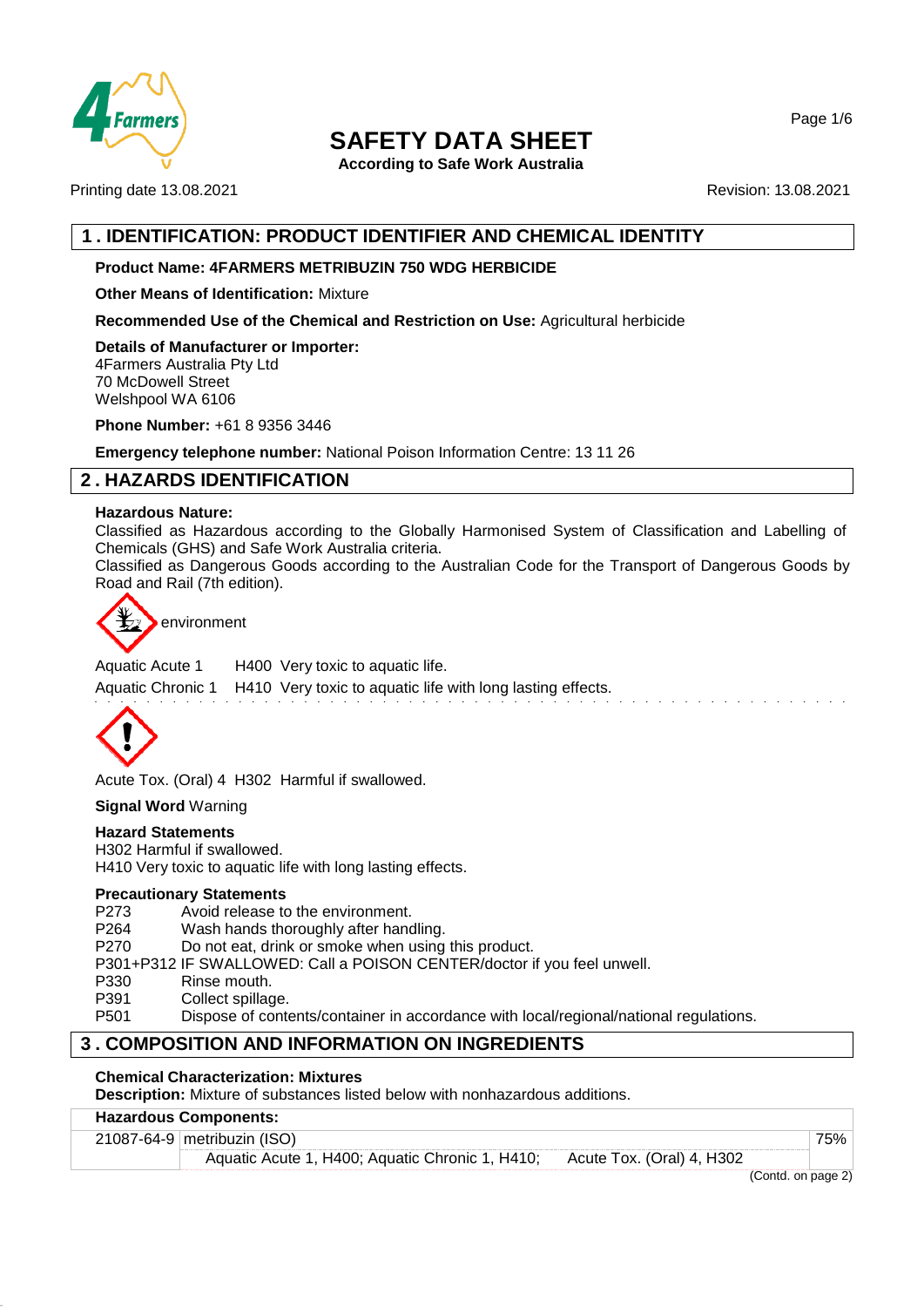# SAFETY DATA SHEET

**According to Safe Work Australia**

Printing date 13.08.2021

Revision: 13.08.2021

## 1 . IDENTIFICATION: PRODUCT IDENTIFIER AND CHEMICAL IDENTITY

**Product Name: 4FARMERS METRIBUZIN 750 WDG HERBICIDE**

**Other Means of Identification:** Mixture

**Recommended Use of the Chemical and Restriction on Use:** Agricultural herbicide

**Details of Manufacturer or Importer:**
4Farmers Australia Pty Ltd
70 McDowell Street
Welshpool WA 6106

**Phone Number:** +61 8 9356 3446

**Emergency telephone number:** National Poison Information Centre: 13 11 26

## 2 . HAZARDS IDENTIFICATION

**Hazardous Nature:**
Classified as Hazardous according to the Globally Harmonised System of Classification and Labelling of Chemicals (GHS) and Safe Work Australia criteria.
Classified as Dangerous Goods according to the Australian Code for the Transport of Dangerous Goods by Road and Rail (7th edition).

environment

Aquatic Acute 1 H400 Very toxic to aquatic life.
Aquatic Chronic 1 H410 Very toxic to aquatic life with long lasting effects.

Acute Tox. (Oral) 4 H302 Harmful if swallowed.

**Signal Word** Warning

**Hazard Statements**
H302 Harmful if swallowed.
H410 Very toxic to aquatic life with long lasting effects.

**Precautionary Statements**

| | |
|---|---|
| P273 | Avoid release to the environment. |
| P264 | Wash hands thoroughly after handling. |
| P270 | Do not eat, drink or smoke when using this product. |
| P301+P312 | IF SWALLOWED: Call a POISON CENTER/doctor if you feel unwell. |
| P330 | Rinse mouth. |
| P391 | Collect spillage. |
| P501 | Dispose of contents/container in accordance with local/regional/national regulations. |

## 3 . COMPOSITION AND INFORMATION ON INGREDIENTS

**Chemical Characterization: Mixtures**
**Description:** Mixture of substances listed below with nonhazardous additions.

| **Hazardous Components:** | | |
|---|---|---|
| 21087-64-9 | metribuzin (ISO)<br>Aquatic Acute 1, H400; Aquatic Chronic 1, H410; Acute Tox. (Oral) 4, H302 | 75% |

(Contd. on page 2)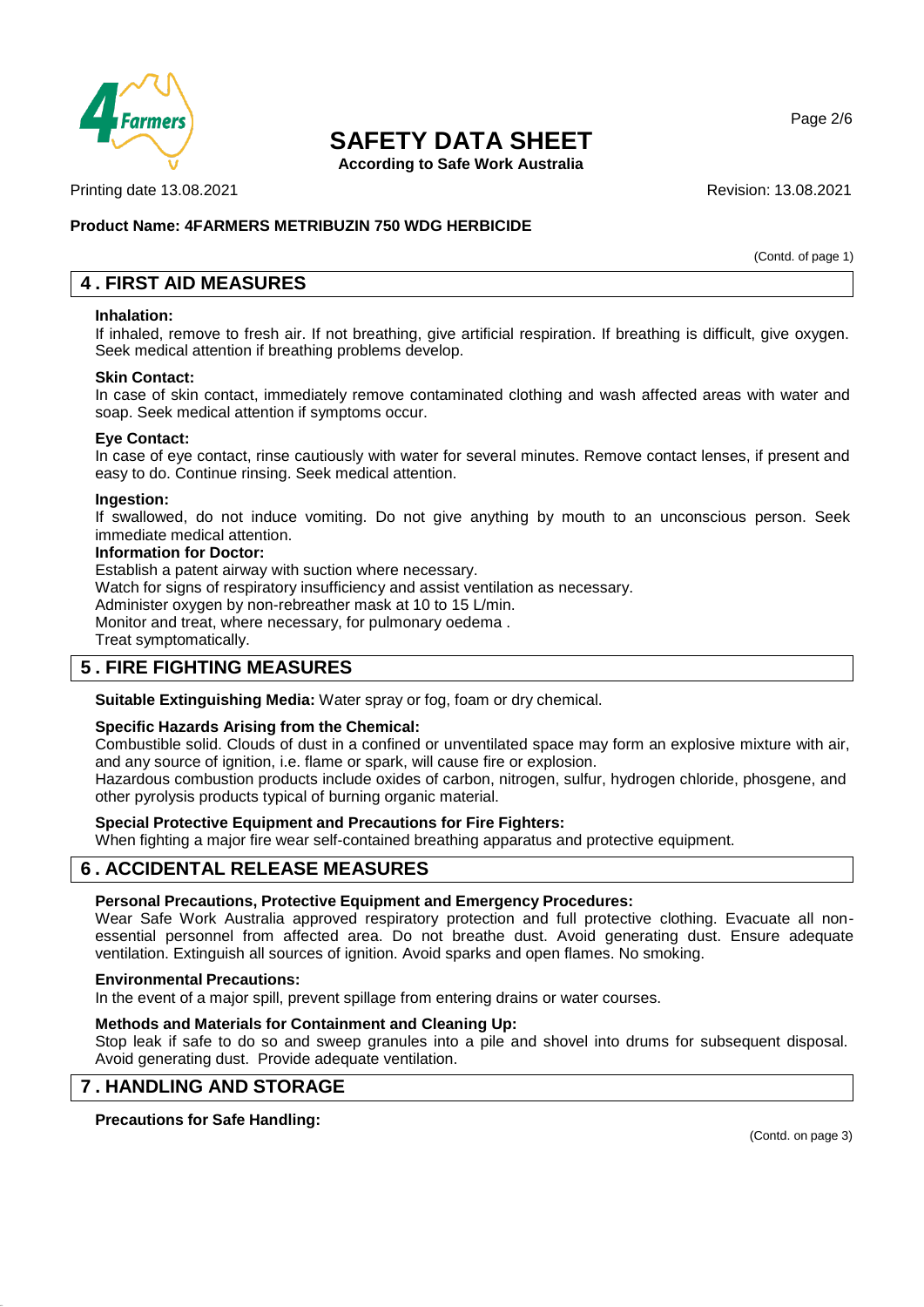(Contd. of page 1)

## 4. FIRST AID MEASURES

**Inhalation:**
If inhaled, remove to fresh air. If not breathing, give artificial respiration. If breathing is difficult, give oxygen. Seek medical attention if breathing problems develop.

**Skin Contact:**
In case of skin contact, immediately remove contaminated clothing and wash affected areas with water and soap. Seek medical attention if symptoms occur.

**Eye Contact:**
In case of eye contact, rinse cautiously with water for several minutes. Remove contact lenses, if present and easy to do. Continue rinsing. Seek medical attention.

**Ingestion:**
If swallowed, do not induce vomiting. Do not give anything by mouth to an unconscious person. Seek immediate medical attention.

**Information for Doctor:**
Establish a patent airway with suction where necessary.
Watch for signs of respiratory insufficiency and assist ventilation as necessary.
Administer oxygen by non-rebreather mask at 10 to 15 L/min.
Monitor and treat, where necessary, for pulmonary oedema .
Treat symptomatically.

## 5. FIRE FIGHTING MEASURES

**Suitable Extinguishing Media:** Water spray or fog, foam or dry chemical.

**Specific Hazards Arising from the Chemical:**
Combustible solid. Clouds of dust in a confined or unventilated space may form an explosive mixture with air, and any source of ignition, i.e. flame or spark, will cause fire or explosion.
Hazardous combustion products include oxides of carbon, nitrogen, sulfur, hydrogen chloride, phosgene, and other pyrolysis products typical of burning organic material.

**Special Protective Equipment and Precautions for Fire Fighters:**
When fighting a major fire wear self-contained breathing apparatus and protective equipment.

## 6. ACCIDENTAL RELEASE MEASURES

**Personal Precautions, Protective Equipment and Emergency Procedures:**
Wear Safe Work Australia approved respiratory protection and full protective clothing. Evacuate all non-essential personnel from affected area. Do not breathe dust. Avoid generating dust. Ensure adequate ventilation. Extinguish all sources of ignition. Avoid sparks and open flames. No smoking.

**Environmental Precautions:**
In the event of a major spill, prevent spillage from entering drains or water courses.

**Methods and Materials for Containment and Cleaning Up:**
Stop leak if safe to do so and sweep granules into a pile and shovel into drums for subsequent disposal. Avoid generating dust. Provide adequate ventilation.

## 7. HANDLING AND STORAGE

**Precautions for Safe Handling:**

(Contd. on page 3)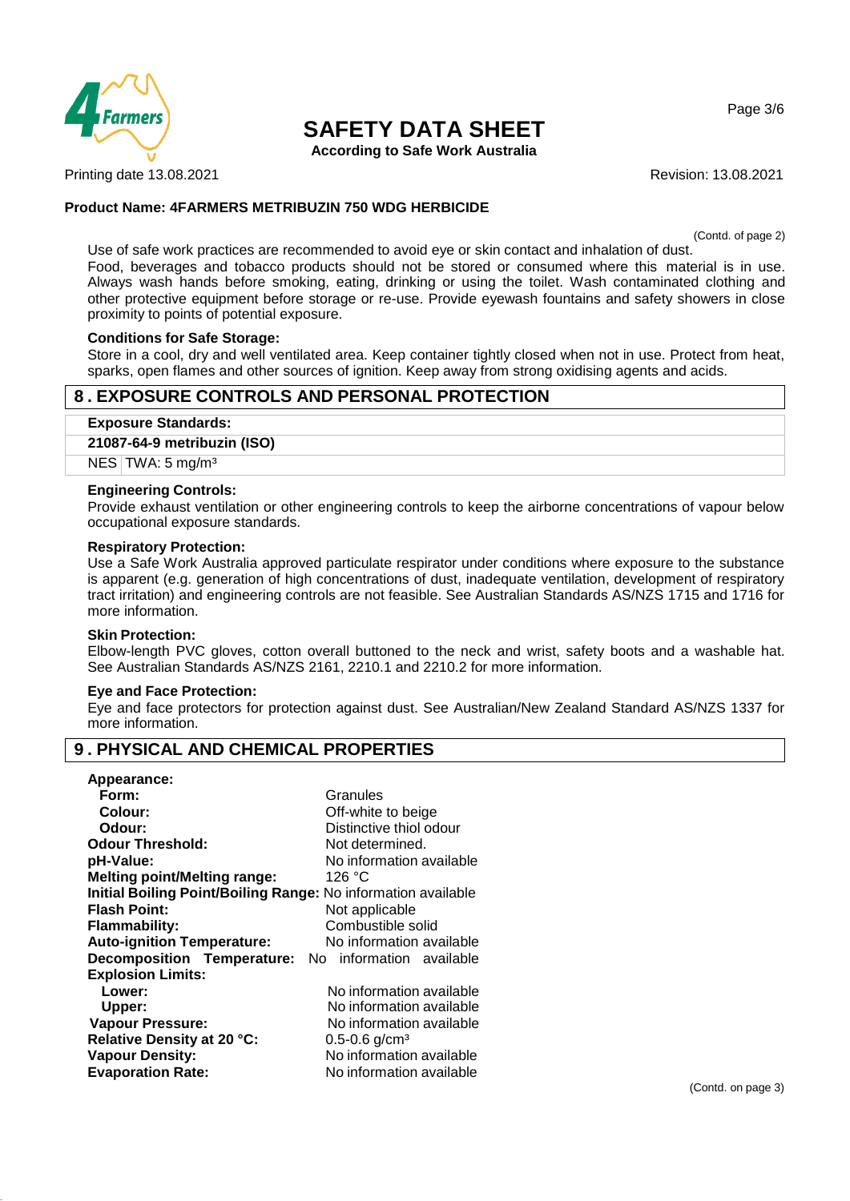**Product Name: 4FARMERS METRIBUZIN 750 WDG HERBICIDE**

(Contd. of page 2)

Use of safe work practices are recommended to avoid eye or skin contact and inhalation of dust.
Food, beverages and tobacco products should not be stored or consumed where this material is in use. Always wash hands before smoking, eating, drinking or using the toilet. Wash contaminated clothing and other protective equipment before storage or re-use. Provide eyewash fountains and safety showers in close proximity to points of potential exposure.

**Conditions for Safe Storage:**
Store in a cool, dry and well ventilated area. Keep container tightly closed when not in use. Protect from heat, sparks, open flames and other sources of ignition. Keep away from strong oxidising agents and acids.

## 8 . EXPOSURE CONTROLS AND PERSONAL PROTECTION

| **Exposure Standards:** | |
|---|---|
| **21087-64-9 metribuzin (ISO)** | |
| NES | TWA: 5 mg/m³ |

**Engineering Controls:**
Provide exhaust ventilation or other engineering controls to keep the airborne concentrations of vapour below occupational exposure standards.

**Respiratory Protection:**
Use a Safe Work Australia approved particulate respirator under conditions where exposure to the substance is apparent (e.g. generation of high concentrations of dust, inadequate ventilation, development of respiratory tract irritation) and engineering controls are not feasible. See Australian Standards AS/NZS 1715 and 1716 for more information.

**Skin Protection:**
Elbow-length PVC gloves, cotton overall buttoned to the neck and wrist, safety boots and a washable hat. See Australian Standards AS/NZS 2161, 2210.1 and 2210.2 for more information.

**Eye and Face Protection:**
Eye and face protectors for protection against dust. See Australian/New Zealand Standard AS/NZS 1337 for more information.

## 9 . PHYSICAL AND CHEMICAL PROPERTIES

| Property | Value |
|---|---|
| **Appearance:** | |
| **Form:** | Granules |
| **Colour:** | Off-white to beige |
| **Odour:** | Distinctive thiol odour |
| **Odour Threshold:** | Not determined. |
| **pH-Value:** | No information available |
| **Melting point/Melting range:** | 126 °C |
| **Initial Boiling Point/Boiling Range:** | No information available |
| **Flash Point:** | Not applicable |
| **Flammability:** | Combustible solid |
| **Auto-ignition Temperature:** | No information available |
| **Decomposition Temperature:** | No information available |
| **Explosion Limits:** | |
| **Lower:** | No information available |
| **Upper:** | No information available |
| **Vapour Pressure:** | No information available |
| **Relative Density at 20 °C:** | 0.5-0.6 g/cm³ |
| **Vapour Density:** | No information available |
| **Evaporation Rate:** | No information available |

(Contd. on page 3)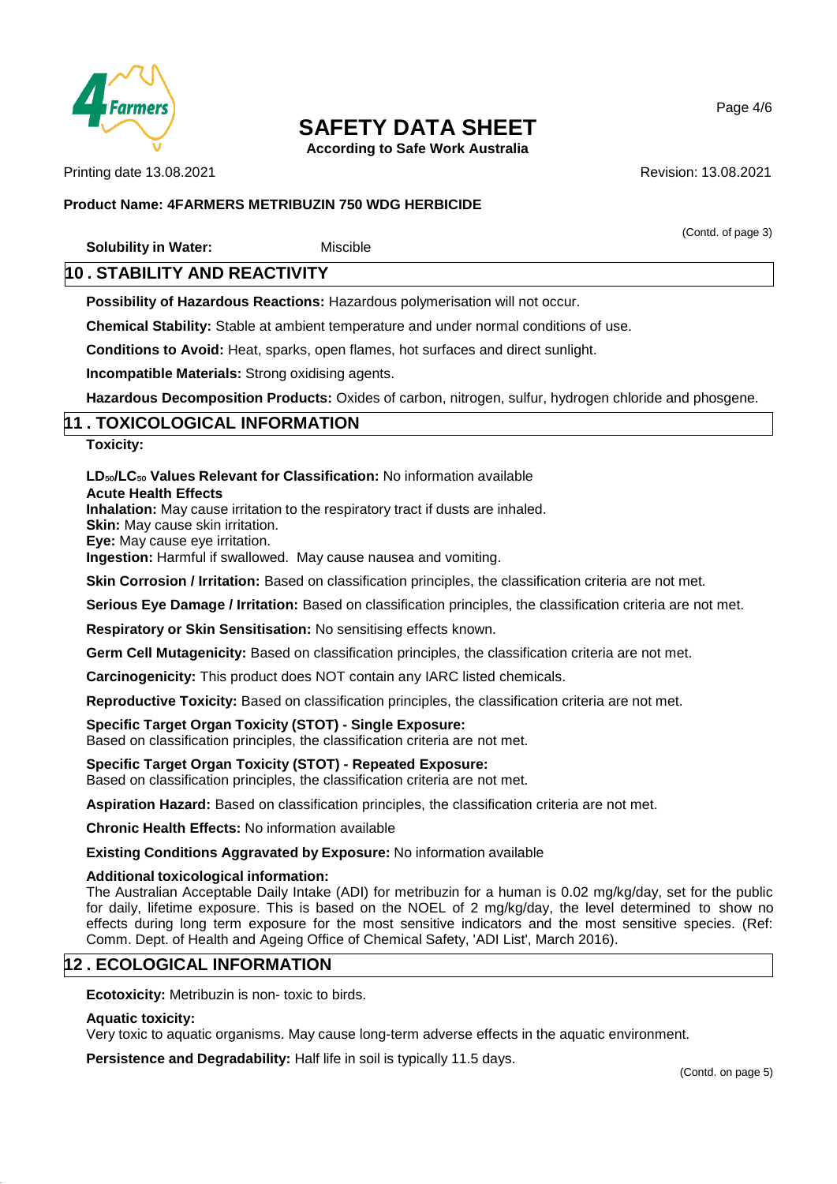**Solubility in Water:** Miscible

## 10 . STABILITY AND REACTIVITY

**Possibility of Hazardous Reactions:** Hazardous polymerisation will not occur.

**Chemical Stability:** Stable at ambient temperature and under normal conditions of use.

**Conditions to Avoid:** Heat, sparks, open flames, hot surfaces and direct sunlight.

**Incompatible Materials:** Strong oxidising agents.

**Hazardous Decomposition Products:** Oxides of carbon, nitrogen, sulfur, hydrogen chloride and phosgene.

## 11 . TOXICOLOGICAL INFORMATION

**Toxicity:**

**$LD_{50}$/$LC_{50}$ Values Relevant for Classification:** No information available
**Acute Health Effects**
**Inhalation:** May cause irritation to the respiratory tract if dusts are inhaled.
**Skin:** May cause skin irritation.
**Eye:** May cause eye irritation.
**Ingestion:** Harmful if swallowed. May cause nausea and vomiting.

**Skin Corrosion / Irritation:** Based on classification principles, the classification criteria are not met.

**Serious Eye Damage / Irritation:** Based on classification principles, the classification criteria are not met.

**Respiratory or Skin Sensitisation:** No sensitising effects known.

**Germ Cell Mutagenicity:** Based on classification principles, the classification criteria are not met.

**Carcinogenicity:** This product does NOT contain any IARC listed chemicals.

**Reproductive Toxicity:** Based on classification principles, the classification criteria are not met.

**Specific Target Organ Toxicity (STOT) - Single Exposure:**
Based on classification principles, the classification criteria are not met.

**Specific Target Organ Toxicity (STOT) - Repeated Exposure:**
Based on classification principles, the classification criteria are not met.

**Aspiration Hazard:** Based on classification principles, the classification criteria are not met.

**Chronic Health Effects:** No information available

**Existing Conditions Aggravated by Exposure:** No information available

**Additional toxicological information:**
The Australian Acceptable Daily Intake (ADI) for metribuzin for a human is 0.02 mg/kg/day, set for the public for daily, lifetime exposure. This is based on the NOEL of 2 mg/kg/day, the level determined to show no effects during long term exposure for the most sensitive indicators and the most sensitive species. (Ref: Comm. Dept. of Health and Ageing Office of Chemical Safety, 'ADI List', March 2016).

## 12 . ECOLOGICAL INFORMATION

**Ecotoxicity:** Metribuzin is non- toxic to birds.

**Aquatic toxicity:**
Very toxic to aquatic organisms. May cause long-term adverse effects in the aquatic environment.

**Persistence and Degradability:** Half life in soil is typically 11.5 days.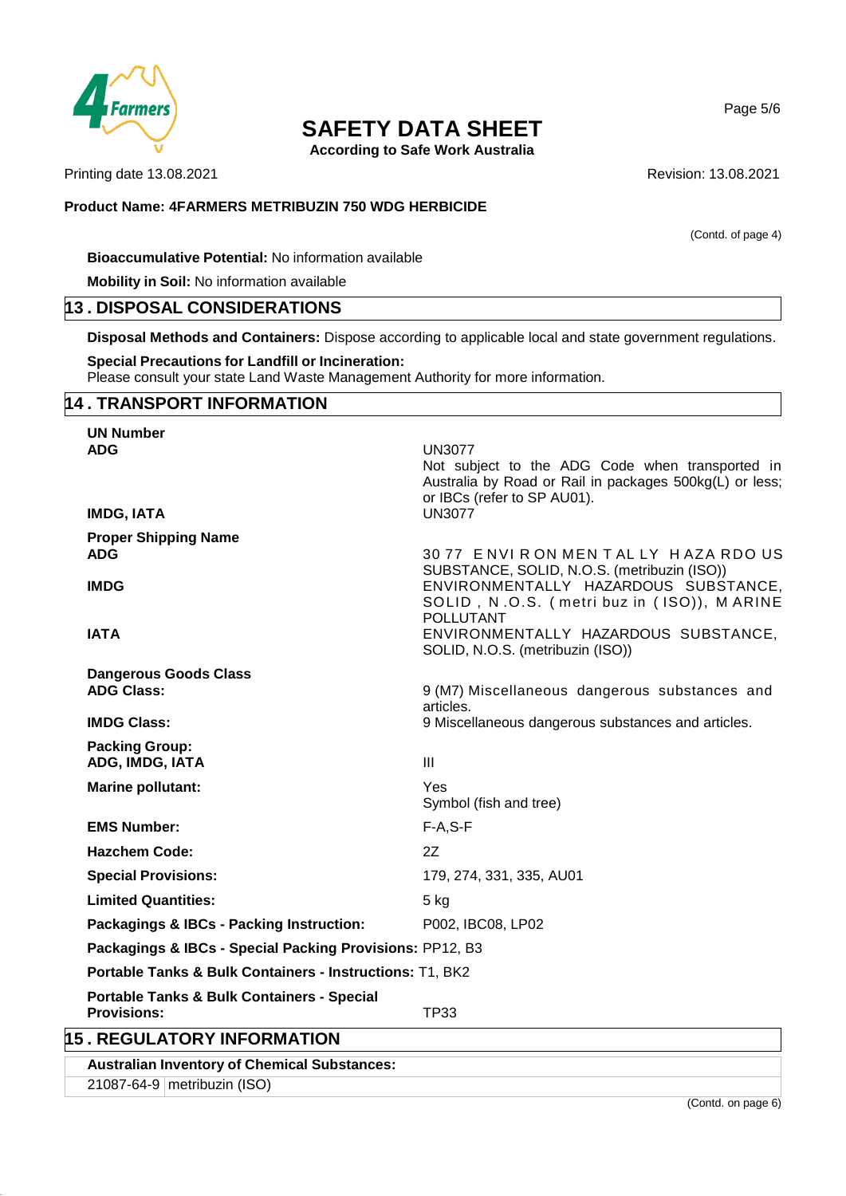(Contd. of page 4)

**Bioaccumulative Potential:** No information available

**Mobility in Soil:** No information available

## 13 . DISPOSAL CONSIDERATIONS

**Disposal Methods and Containers:** Dispose according to applicable local and state government regulations.

**Special Precautions for Landfill or Incineration:**
Please consult your state Land Waste Management Authority for more information.

## 14 . TRANSPORT INFORMATION

**UN Number**

| | |
|---|---|
| **ADG** | UN3077<br>Not subject to the ADG Code when transported in Australia by Road or Rail in packages 500kg(L) or less; or IBCs (refer to SP AU01). |
| **IMDG, IATA** | UN3077 |

**Proper Shipping Name**

| | |
|---|---|
| **ADG** | 3077 ENVIRONMENTALLY HAZARDOUS SUBSTANCE, SOLID, N.O.S. (metribuzin (ISO)) |
| **IMDG** | ENVIRONMENTALLY HAZARDOUS SUBSTANCE, SOLID, N.O.S. (metribuzin (ISO)), MARINE POLLUTANT |
| **IATA** | ENVIRONMENTALLY HAZARDOUS SUBSTANCE, SOLID, N.O.S. (metribuzin (ISO)) |

**Dangerous Goods Class**

| | |
|---|---|
| **ADG Class:** | 9 (M7) Miscellaneous dangerous substances and articles. |
| **IMDG Class:** | 9 Miscellaneous dangerous substances and articles. |

**Packing Group:**

| | |
|---|---|
| **ADG, IMDG, IATA** | III |
| **Marine pollutant:** | Yes<br>Symbol (fish and tree) |
| **EMS Number:** | F-A,S-F |
| **Hazchem Code:** | 2Z |
| **Special Provisions:** | 179, 274, 331, 335, AU01 |
| **Limited Quantities:** | 5 kg |
| **Packagings & IBCs - Packing Instruction:** | P002, IBC08, LP02 |

**Packagings & IBCs - Special Packing Provisions:** PP12, B3

**Portable Tanks & Bulk Containers - Instructions:** T1, BK2

**Portable Tanks & Bulk Containers - Special Provisions:** TP33

## 15 . REGULATORY INFORMATION

**Australian Inventory of Chemical Substances:**

| | |
|---|---|
| 21087-64-9 | metribuzin (ISO) |

(Contd. on page 6)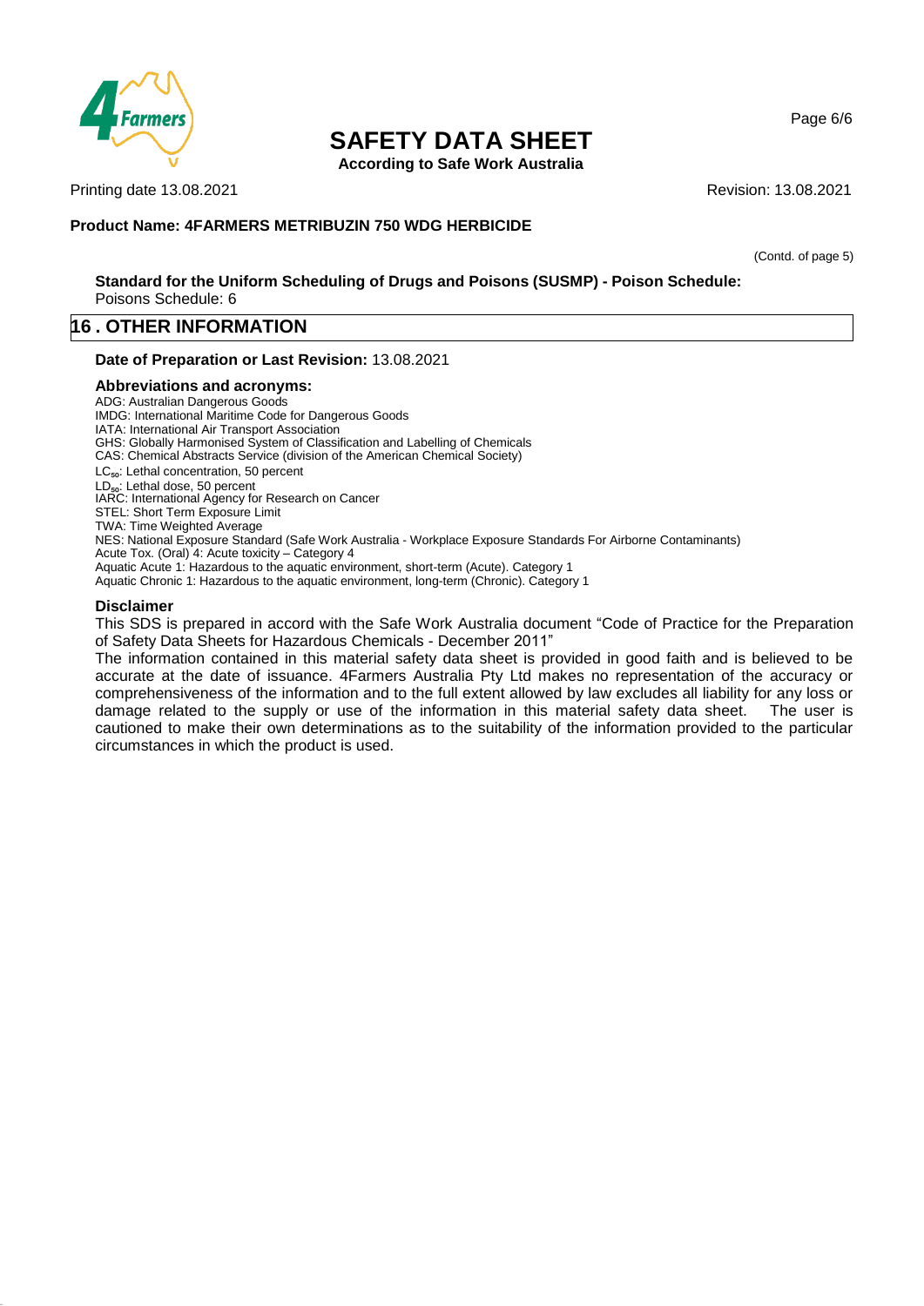**Product Name: 4FARMERS METRIBUZIN 750 WDG HERBICIDE**

(Contd. of page 5)

**Standard for the Uniform Scheduling of Drugs and Poisons (SUSMP) - Poison Schedule:**
Poisons Schedule: 6

## 16 . OTHER INFORMATION

**Date of Preparation or Last Revision:** 13.08.2021

### Abbreviations and acronyms:

ADG: Australian Dangerous Goods
IMDG: International Maritime Code for Dangerous Goods
IATA: International Air Transport Association
GHS: Globally Harmonised System of Classification and Labelling of Chemicals
CAS: Chemical Abstracts Service (division of the American Chemical Society)
$LC_{50}$: Lethal concentration, 50 percent
$LD_{50}$: Lethal dose, 50 percent
IARC: International Agency for Research on Cancer
STEL: Short Term Exposure Limit
TWA: Time Weighted Average
NES: National Exposure Standard (Safe Work Australia - Workplace Exposure Standards For Airborne Contaminants)
Acute Tox. (Oral) 4: Acute toxicity – Category 4
Aquatic Acute 1: Hazardous to the aquatic environment, short-term (Acute). Category 1
Aquatic Chronic 1: Hazardous to the aquatic environment, long-term (Chronic). Category 1

### Disclaimer

This SDS is prepared in accord with the Safe Work Australia document "Code of Practice for the Preparation of Safety Data Sheets for Hazardous Chemicals - December 2011"

The information contained in this material safety data sheet is provided in good faith and is believed to be accurate at the date of issuance. 4Farmers Australia Pty Ltd makes no representation of the accuracy or comprehensiveness of the information and to the full extent allowed by law excludes all liability for any loss or damage related to the supply or use of the information in this material safety data sheet. The user is cautioned to make their own determinations as to the suitability of the information provided to the particular circumstances in which the product is used.